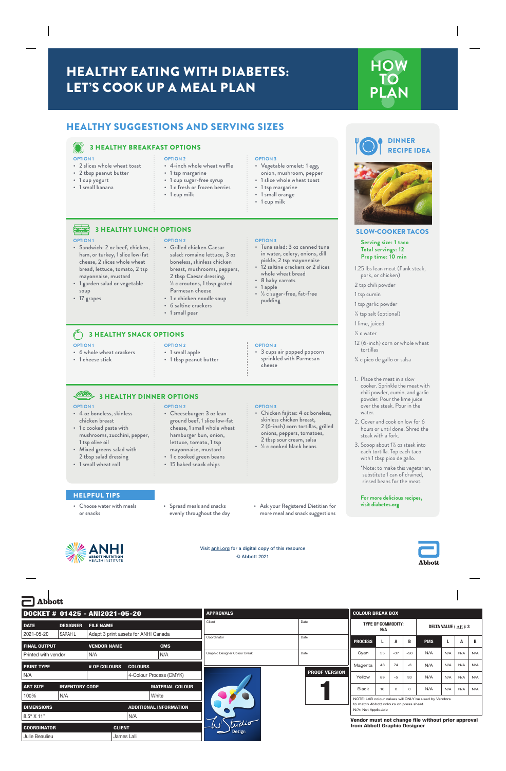# HEALTHY EATING WITH DIABETES: LET'S COOK UP A MEAL PLAN

HOW TO PLAN

## HEALTHY SUGGESTIONS AND SERVING SIZES

### 3 HEALTHY BREAKFAST OPTIONS

**OPTION 1**
- 2 slices whole wheat toast
- 2 tbsp peanut butter
- 1 cup yogurt
- 1 small banana

**OPTION 2**
- 4-inch whole wheat waffle
- 1 tsp margarine
- 1 cup sugar-free syrup
- 1 c fresh or frozen berries
- 1 cup milk

**OPTION 3**
- Vegetable omelet: 1 egg, onion, mushroom, pepper
- 1 slice whole wheat toast
- 1 tsp margarine
- 1 small orange
- 1 cup milk

### 3 HEALTHY LUNCH OPTIONS

**OPTION 1**
- Sandwich: 2 oz beef, chicken, ham, or turkey, 1 slice low-fat cheese, 2 slices whole wheat bread, lettuce, tomato, 2 tsp mayonnaise, mustard
- 1 garden salad or vegetable soup
- 17 grapes

**OPTION 2**
- Grilled chicken Caesar salad: romaine lettuce, 3 oz boneless, skinless chicken breast, mushrooms, peppers, 2 tbsp Caesar dressing, ⅓ c croutons, 1 tbsp grated Parmesan cheese
- 1 c chicken noodle soup
- 6 saltine crackers
- 1 small pear

**OPTION 3**
- Tuna salad: 3 oz canned tuna in water, celery, onions, dill pickle, 2 tsp mayonnaise
- 12 saltine crackers or 2 slices whole wheat bread
- 8 baby carrots
- 1 apple
- ½ c sugar-free, fat-free pudding

### 3 HEALTHY SNACK OPTIONS

**OPTION 1**
- 6 whole wheat crackers
- 1 cheese stick

**OPTION 2**
- 1 small apple
- 1 tbsp peanut butter

**OPTION 3**
- 3 cups air popped popcorn sprinkled with Parmesan cheese

### 3 HEALTHY DINNER OPTIONS

**OPTION 1**
- 4 oz boneless, skinless chicken breast
- 1 c cooked pasta with mushrooms, zucchini, pepper, 1 tsp olive oil
- Mixed greens salad with 2 tbsp salad dressing
- 1 small wheat roll

**OPTION 2**
- Cheeseburger: 3 oz lean ground beef, 1 slice low-fat cheese, 1 small whole wheat hamburger bun, onion, lettuce, tomato, 1 tsp mayonnaise, mustard
- 1 c cooked green beans
- 15 baked snack chips

**OPTION 3**
- Chicken fajitas: 4 oz boneless, skinless chicken breast, 2 (6-inch) corn tortillas, grilled onions, peppers, tomatoes, 2 tbsp sour cream, salsa
- ½ c cooked black beans

### HELPFUL TIPS

- Choose water with meals or snacks
- Spread meals and snacks evenly throughout the day
- Ask your Registered Dietitian for more meal and snack suggestions

## DINNER RECIPE IDEA

### SLOW-COOKER TACOS

**Serving size: 1 taco**
**Total servings: 12**
**Prep time: 10 min**

1.25 lbs lean meat (flank steak, pork, or chicken)

2 tsp chili powder

1 tsp cumin

1 tsp garlic powder

¼ tsp salt (optional)

1 lime, juiced

½ c water

12 (6-inch) corn or whole wheat tortillas

¾ c pico de gallo or salsa

1. Place the meat in a slow cooker. Sprinkle the meat with chili powder, cumin, and garlic powder. Pour the lime juice over the steak. Pour in the water.
2. Cover and cook on low for 6 hours or until done. Shred the steak with a fork.
3. Scoop about 1½ oz steak into each tortilla. Top each taco with 1 tbsp pico de gallo.

*Note: to make this vegetarian, substitute 1 can of drained, rinsed beans for the meat.

**For more delicious recipes, visit diabetes.org**

ANHI ABBOTT NUTRITION HEALTH INSTITUTE

Visit anhi.org for a digital copy of this resource
© Abbott 2021

Abbott

---

Abbott

**DOCKET # 01425 - ANI2021-05-20**

| DATE | DESIGNER | FILE NAME |
|---|---|---|
| 2021-05-20 | SARAH L | Adapt 3 print assets for ANHI Canada |

| FINAL OUTPUT | VENDOR NAME | CMS |
|---|---|---|
| Printed with vendor | N/A | N/A |

| PRINT TYPE | # OF COLOURS | COLOURS |
|---|---|---|
| N/A | | 4-Colour Process (CMYK) |

| ART SIZE | INVENTORY CODE | MATERIAL COLOUR |
|---|---|---|
| 100% | N/A | White |

| DIMENSIONS | ADDITIONAL INFORMATION |
|---|---|
| 8.5" X 11" | N/A |

| COORDINATOR | CLIENT |
|---|---|
| Julie Beaulieu | James Lalli |

**APPROVALS**

| | |
|---|---|
| Client | Date |
| Coordinator | Date |
| Graphic Designer Colour Break | Date |

**PROOF VERSION** 1

**COLOUR BREAK BOX**

| TYPE OF COMMODITY: N/A | | | | DELTA VALUE ( $\Delta E$ ): 3 | | | |
|---|---|---|---|---|---|---|---|
| PROCESS | L | A | B | PMS | L | A | B |
| Cyan | 55 | -37 | -50 | N/A | N/A | N/A | N/A |
| Magenta | 48 | 74 | -3 | N/A | N/A | N/A | N/A |
| Yellow | 89 | -5 | 93 | N/A | N/A | N/A | N/A |
| Black | 16 | 0 | 0 | N/A | N/A | N/A | N/A |

NOTE: LAB colour values will ONLY be used by Vendors to match Abbott colours on press sheet.
N/A: Not Applicable

**Vendor must not change file without prior approval from Abbott Graphic Designer**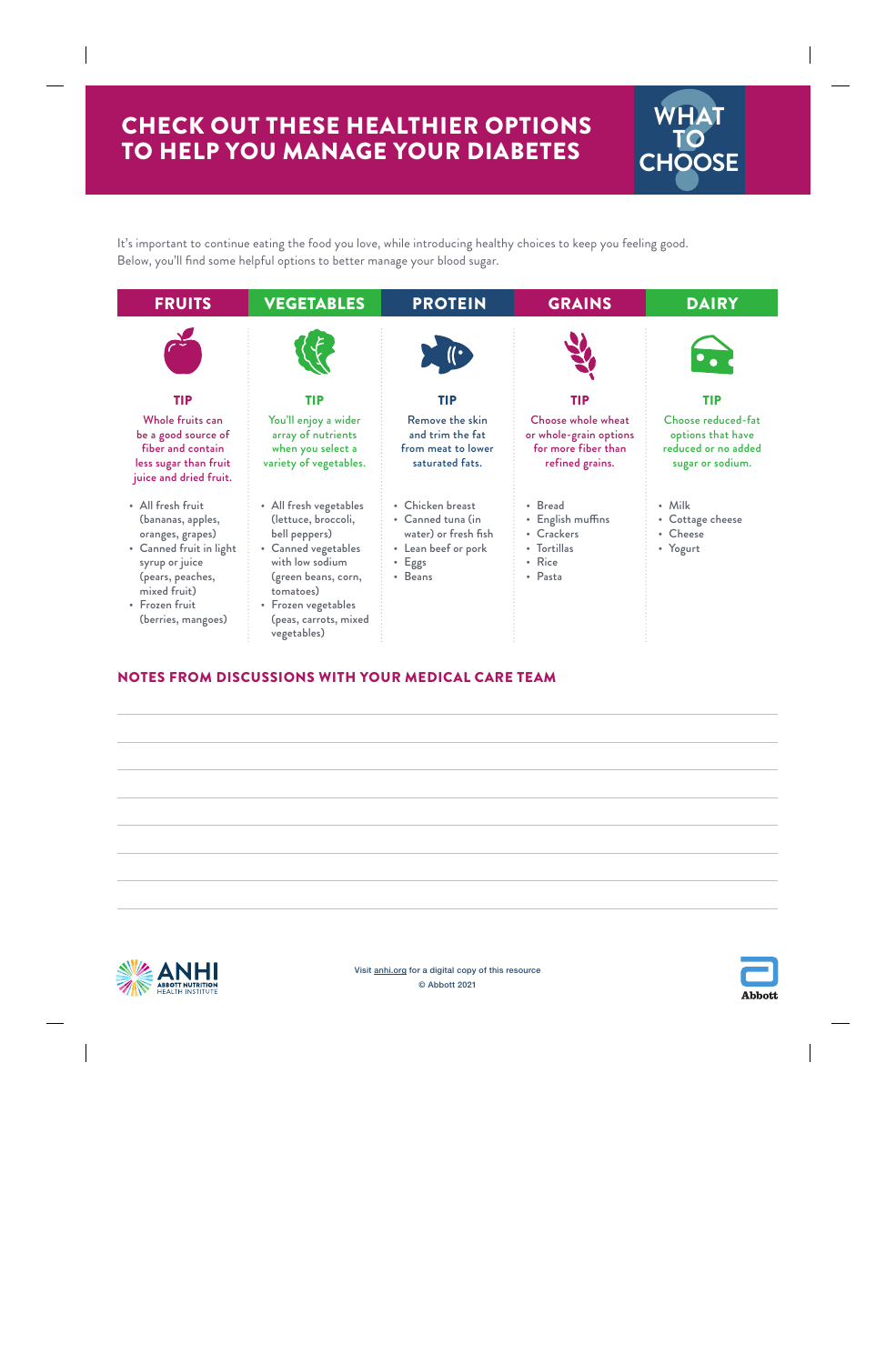# CHECK OUT THESE HEALTHIER OPTIONS TO HELP YOU MANAGE YOUR DIABETES

WHAT TO CHOOSE

It's important to continue eating the food you love, while introducing healthy choices to keep you feeling good. Below, you'll find some helpful options to better manage your blood sugar.

| FRUITS | VEGETABLES | PROTEIN | GRAINS | DAIRY |
|---|---|---|---|---|
| **TIP** Whole fruits can be a good source of fiber and contain less sugar than fruit juice and dried fruit. | **TIP** You'll enjoy a wider array of nutrients when you select a variety of vegetables. | **TIP** Remove the skin and trim the fat from meat to lower saturated fats. | **TIP** Choose whole wheat or whole-grain options for more fiber than refined grains. | **TIP** Choose reduced-fat options that have reduced or no added sugar or sodium. |
| • All fresh fruit (bananas, apples, oranges, grapes)<br>• Canned fruit in light syrup or juice (pears, peaches, mixed fruit)<br>• Frozen fruit (berries, mangoes) | • All fresh vegetables (lettuce, broccoli, bell peppers)<br>• Canned vegetables with low sodium (green beans, corn, tomatoes)<br>• Frozen vegetables (peas, carrots, mixed vegetables) | • Chicken breast<br>• Canned tuna (in water) or fresh fish<br>• Lean beef or pork<br>• Eggs<br>• Beans | • Bread<br>• English muffins<br>• Crackers<br>• Tortillas<br>• Rice<br>• Pasta | • Milk<br>• Cottage cheese<br>• Cheese<br>• Yogurt |

## NOTES FROM DISCUSSIONS WITH YOUR MEDICAL CARE TEAM

ANHI ABBOTT NUTRITION HEALTH INSTITUTE

Visit anhi.org for a digital copy of this resource
© Abbott 2021

Abbott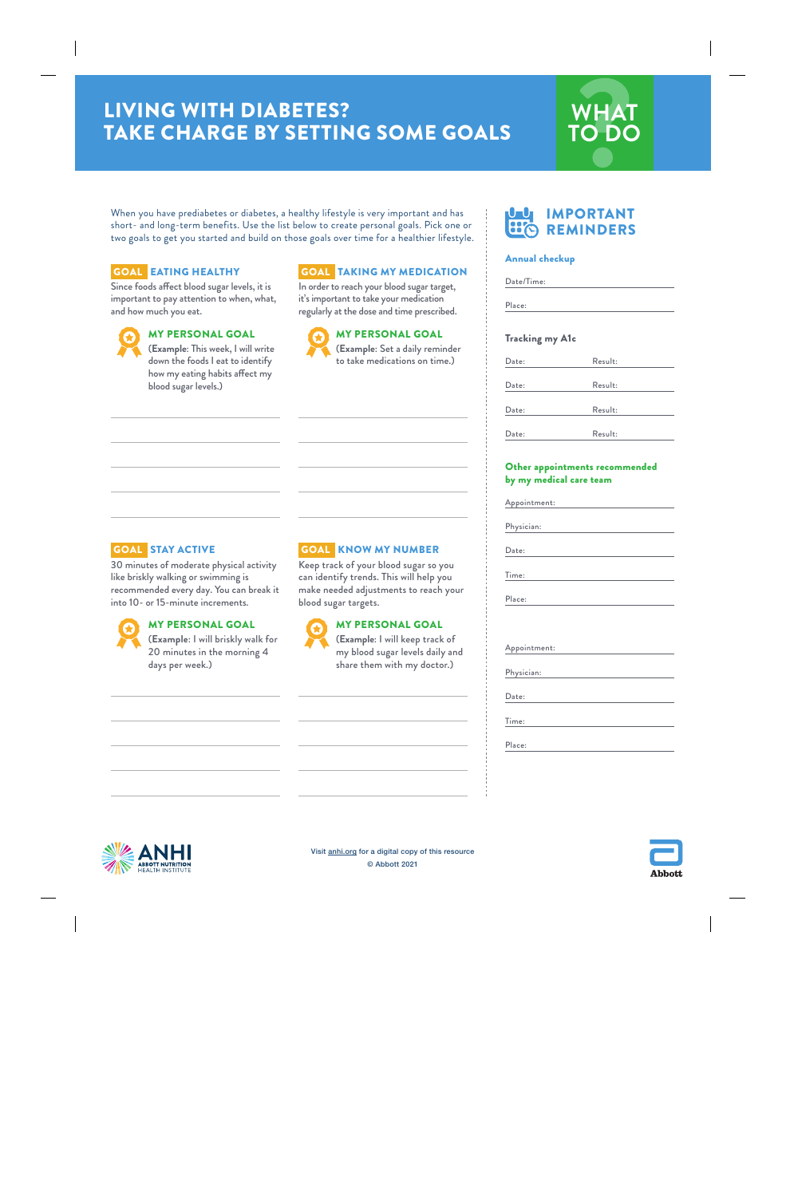# LIVING WITH DIABETES? TAKE CHARGE BY SETTING SOME GOALS

WHAT TO DO

When you have prediabetes or diabetes, a healthy lifestyle is very important and has short- and long-term benefits. Use the list below to create personal goals. Pick one or two goals to get you started and build on those goals over time for a healthier lifestyle.

## GOAL EATING HEALTHY

Since foods affect blood sugar levels, it is important to pay attention to when, what, and how much you eat.

### MY PERSONAL GOAL

(**Example**: This week, I will write down the foods I eat to identify how my eating habits affect my blood sugar levels.)

## GOAL TAKING MY MEDICATION

In order to reach your blood sugar target, it's important to take your medication regularly at the dose and time prescribed.

### MY PERSONAL GOAL

(**Example**: Set a daily reminder to take medications on time.)

## GOAL STAY ACTIVE

30 minutes of moderate physical activity like briskly walking or swimming is recommended every day. You can break it into 10- or 15-minute increments.

### MY PERSONAL GOAL

(**Example**: I will briskly walk for 20 minutes in the morning 4 days per week.)

## GOAL KNOW MY NUMBER

Keep track of your blood sugar so you can identify trends. This will help you make needed adjustments to reach your blood sugar targets.

### MY PERSONAL GOAL

(**Example**: I will keep track of my blood sugar levels daily and share them with my doctor.)

## IMPORTANT REMINDERS

**Annual checkup**

Date/Time:

Place:

**Tracking my A1c**

| Date: | Result: |
|---|---|
| Date: | Result: |
| Date: | Result: |
| Date: | Result: |

**Other appointments recommended by my medical care team**

Appointment:

Physician:

Date:

Time:

Place:

Appointment:

Physician:

Date:

Time:

Place:

ANHI ABBOTT NUTRITION HEALTH INSTITUTE

Visit anhi.org for a digital copy of this resource

© Abbott 2021

Abbott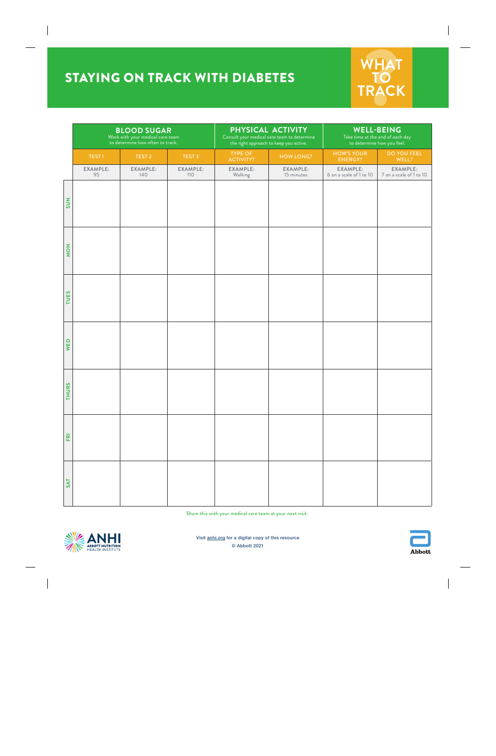# STAYING ON TRACK WITH DIABETES

**WHAT TO TRACK**

| | BLOOD SUGAR<br>Work with your medical care team to determine how often to track. | | | PHYSICAL ACTIVITY<br>Consult your medical care team to determine the right approach to keep you active. | | WELL-BEING<br>Take time at the end of each day to determine how you feel. | |
|---|---|---|---|---|---|---|---|
| | TEST 1 | TEST 2 | TEST 3 | TYPE OF ACTIVITY? | HOW LONG? | HOW'S YOUR ENERGY? | DO YOU FEEL WELL? |
| | EXAMPLE: 95 | EXAMPLE: 140 | EXAMPLE: 110 | EXAMPLE: Walking | EXAMPLE: 15 minutes | EXAMPLE: 6 on a scale of 1 to 10 | EXAMPLE: 7 on a scale of 1 to 10 |
| SUN | | | | | | | |
| MON | | | | | | | |
| TUES | | | | | | | |
| WED | | | | | | | |
| THURS | | | | | | | |
| FRI | | | | | | | |
| SAT | | | | | | | |

Share this with your medical care team at your next visit.

ANHI ABBOTT NUTRITION HEALTH INSTITUTE

Visit anhi.org for a digital copy of this resource

© Abbott 2021

Abbott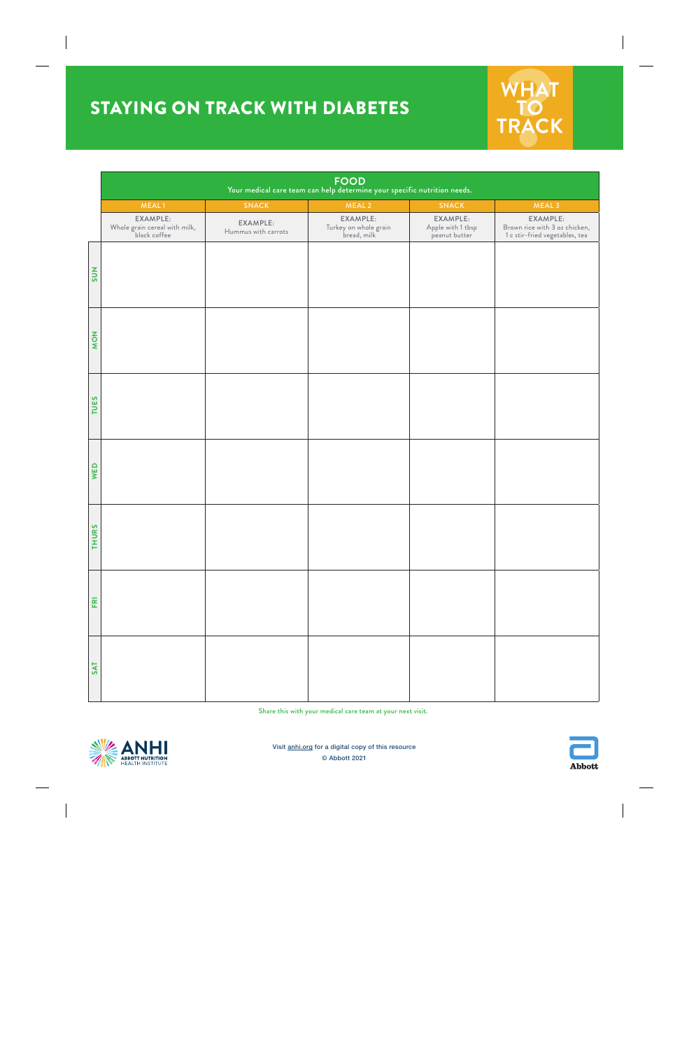# STAYING ON TRACK WITH DIABETES

WHAT TO TRACK

| | FOOD<br>Your medical care team can help determine your specific nutrition needs. | | | | |
|---|---|---|---|---|---|
| | MEAL 1 | SNACK | MEAL 2 | SNACK | MEAL 3 |
| | EXAMPLE:<br>Whole grain cereal with milk, black coffee | EXAMPLE:<br>Hummus with carrots | EXAMPLE:<br>Turkey on whole grain bread, milk | EXAMPLE:<br>Apple with 1 tbsp peanut butter | EXAMPLE:<br>Brown rice with 3 oz chicken, 1 c stir-fried vegetables, tea |
| SUN | | | | | |
| MON | | | | | |
| TUES | | | | | |
| WED | | | | | |
| THURS | | | | | |
| FRI | | | | | |
| SAT | | | | | |

Share this with your medical care team at your next visit.

ANHI ABBOTT NUTRITION HEALTH INSTITUTE

Visit anhi.org for a digital copy of this resource

© Abbott 2021

Abbott